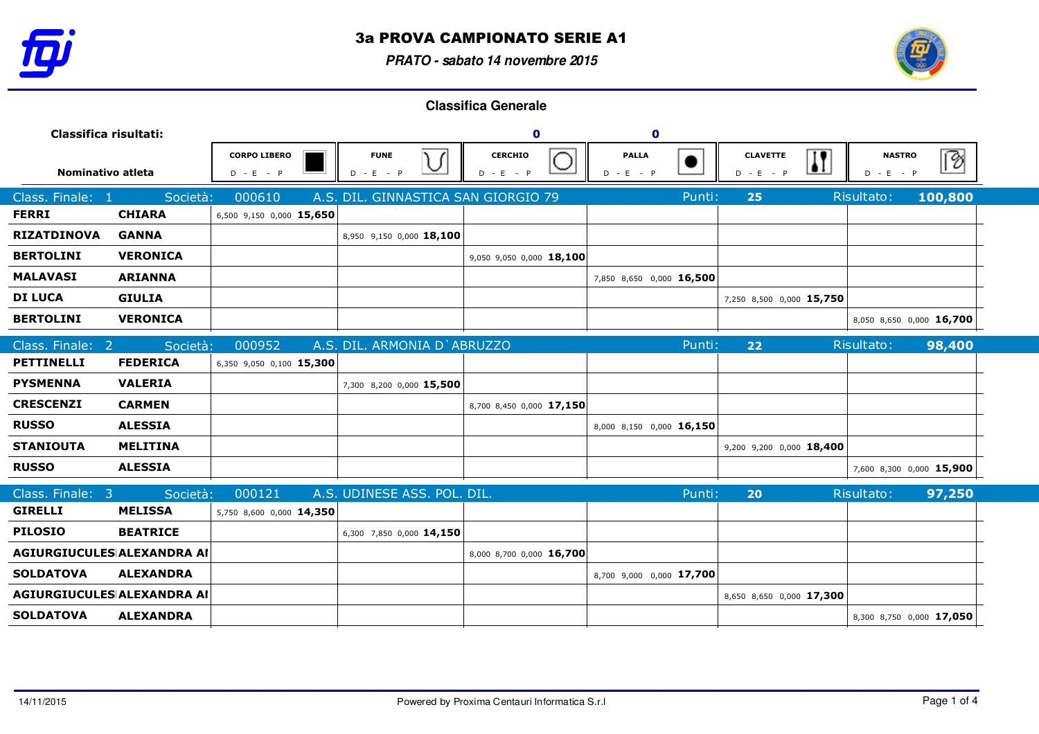# 3a PROVA CAMPIONATO SERIE A1

***PRATO - sabato 14 novembre 2015***

## Classifica Generale

| Classifica risultati: | | | | 0 | 0 | | |
|---|---|---|---|---|---|---|---|
| Nominativo atleta | | CORPO LIBERO D - E - P | FUNE D - E - P | CERCHIO D - E - P | PALLA D - E - P | CLAVETTE D - E - P | NASTRO D - E - P |
| **Class. Finale: 1** | Società: 000610 | A.S. DIL. GINNASTICA SAN GIORGIO 79 | | | Punti: 25 | | Risultato: **100,800** |
| **FERRI** | **CHIARA** | 6,500 9,150 0,000 **15,650** | | | | | |
| **RIZATDINOVA** | **GANNA** | | 8,950 9,150 0,000 **18,100** | | | | |
| **BERTOLINI** | **VERONICA** | | | 9,050 9,050 0,000 **18,100** | | | |
| **MALAVASI** | **ARIANNA** | | | | 7,850 8,650 0,000 **16,500** | | |
| **DI LUCA** | **GIULIA** | | | | | 7,250 8,500 0,000 **15,750** | |
| **BERTOLINI** | **VERONICA** | | | | | | 8,050 8,650 0,000 **16,700** |
| **Class. Finale: 2** | Società: 000952 | A.S. DIL. ARMONIA D`ABRUZZO | | | Punti: 22 | | Risultato: **98,400** |
| **PETTINELLI** | **FEDERICA** | 6,350 9,050 0,100 **15,300** | | | | | |
| **PYSMENNA** | **VALERIA** | | 7,300 8,200 0,000 **15,500** | | | | |
| **CRESCENZI** | **CARMEN** | | | 8,700 8,450 0,000 **17,150** | | | |
| **RUSSO** | **ALESSIA** | | | | 8,000 8,150 0,000 **16,150** | | |
| **STANIOUTA** | **MELITINA** | | | | | 9,200 9,200 0,000 **18,400** | |
| **RUSSO** | **ALESSIA** | | | | | | 7,600 8,300 0,000 **15,900** |
| **Class. Finale: 3** | Società: 000121 | A.S. UDINESE ASS. POL. DIL. | | | Punti: 20 | | Risultato: **97,250** |
| **GIRELLI** | **MELISSA** | 5,750 8,600 0,000 **14,350** | | | | | |
| **PILOSIO** | **BEATRICE** | | 6,300 7,850 0,000 **14,150** | | | | |
| **AGIURGIUCULES** | **ALEXANDRA AI** | | | 8,000 8,700 0,000 **16,700** | | | |
| **SOLDATOVA** | **ALEXANDRA** | | | | 8,700 9,000 0,000 **17,700** | | |
| **AGIURGIUCULES** | **ALEXANDRA AI** | | | | | 8,650 8,650 0,000 **17,300** | |
| **SOLDATOVA** | **ALEXANDRA** | | | | | | 8,300 8,750 0,000 **17,050** |

14/11/2015

Powered by Proxima Centauri Informatica S.r.l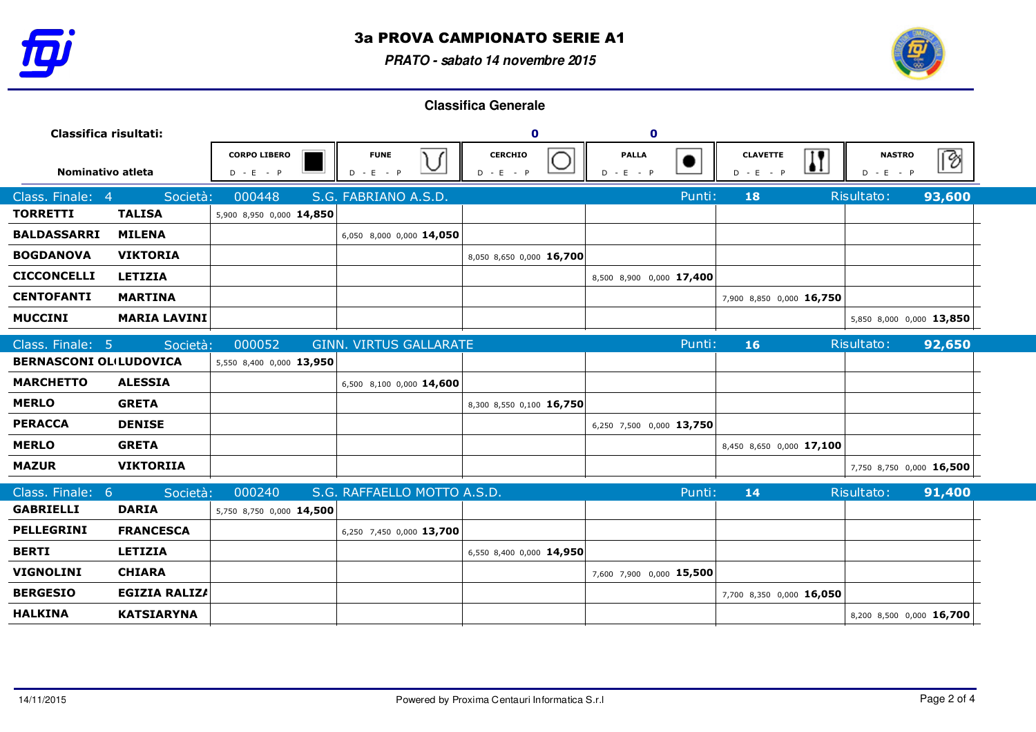# 3a PROVA CAMPIONATO SERIE A1

*PRATO - sabato 14 novembre 2015*

## Classifica Generale

| Classifica risultati: Nominativo atleta | | CORPO LIBERO D - E - P | FUNE D - E - P | CERCHIO D - E - P (0) | PALLA D - E - P (0) | CLAVETTE D - E - P | NASTRO D - E - P |
|---|---|---|---|---|---|---|---|
| **Class. Finale: 4** | **Società: 000448 S.G. FABRIANO A.S.D.** | | | | **Punti: 18** | **Risultato:** | **93,600** |
| **TORRETTI** | **TALISA** | 5,900 8,950 0,000 **14,850** | | | | | |
| **BALDASSARRI** | **MILENA** | | 6,050 8,000 0,000 **14,050** | | | | |
| **BOGDANOVA** | **VIKTORIA** | | | 8,050 8,650 0,000 **16,700** | | | |
| **CICCONCELLI** | **LETIZIA** | | | | 8,500 8,900 0,000 **17,400** | | |
| **CENTOFANTI** | **MARTINA** | | | | | 7,900 8,850 0,000 **16,750** | |
| **MUCCINI** | **MARIA LAVINI** | | | | | | 5,850 8,000 0,000 **13,850** |
| **Class. Finale: 5** | **Società: 000052 GINN. VIRTUS GALLARATE** | | | | **Punti: 16** | **Risultato:** | **92,650** |
| **BERNASCONI OL** | **LUDOVICA** | 5,550 8,400 0,000 **13,950** | | | | | |
| **MARCHETTO** | **ALESSIA** | | 6,500 8,100 0,000 **14,600** | | | | |
| **MERLO** | **GRETA** | | | 8,300 8,550 0,100 **16,750** | | | |
| **PERACCA** | **DENISE** | | | | 6,250 7,500 0,000 **13,750** | | |
| **MERLO** | **GRETA** | | | | | 8,450 8,650 0,000 **17,100** | |
| **MAZUR** | **VIKTORIIA** | | | | | | 7,750 8,750 0,000 **16,500** |
| **Class. Finale: 6** | **Società: 000240 S.G. RAFFAELLO MOTTO A.S.D.** | | | | **Punti: 14** | **Risultato:** | **91,400** |
| **GABRIELLI** | **DARIA** | 5,750 8,750 0,000 **14,500** | | | | | |
| **PELLEGRINI** | **FRANCESCA** | | 6,250 7,450 0,000 **13,700** | | | | |
| **BERTI** | **LETIZIA** | | | 6,550 8,400 0,000 **14,950** | | | |
| **VIGNOLINI** | **CHIARA** | | | | 7,600 7,900 0,000 **15,500** | | |
| **BERGESIO** | **EGIZIA RALIZA** | | | | | 7,700 8,350 0,000 **16,050** | |
| **HALKINA** | **KATSIARYNA** | | | | | | 8,200 8,500 0,000 **16,700** |

14/11/2015

Powered by Proxima Centauri Informatica S.r.l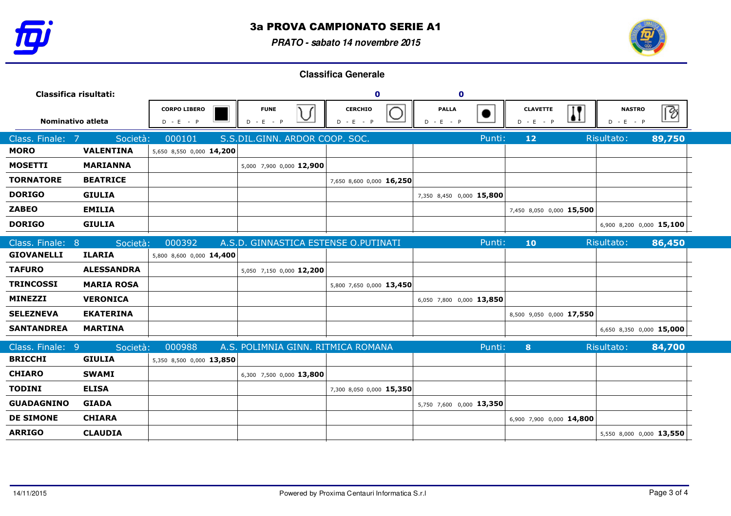# 3a PROVA CAMPIONATO SERIE A1

*PRATO - sabato 14 novembre 2015*

## Classifica Generale

| Classifica risultati: | | | | 0 | 0 | | |
|---|---|---|---|---|---|---|---|
| Nominativo atleta | | CORPO LIBERO D - E - P | FUNE D - E - P | CERCHIO D - E - P | PALLA D - E - P | CLAVETTE D - E - P | NASTRO D - E - P |
| **Class. Finale: 7** | **Società: 000101** | **S.S.DIL.GINN. ARDOR COOP. SOC.** | | | **Punti: 12** | | **Risultato: 89,750** |
| **MORO** | **VALENTINA** | 5,650 8,550 0,000 **14,200** | | | | | |
| **MOSETTI** | **MARIANNA** | | 5,000 7,900 0,000 **12,900** | | | | |
| **TORNATORE** | **BEATRICE** | | | 7,650 8,600 0,000 **16,250** | | | |
| **DORIGO** | **GIULIA** | | | | 7,350 8,450 0,000 **15,800** | | |
| **ZABEO** | **EMILIA** | | | | | 7,450 8,050 0,000 **15,500** | |
| **DORIGO** | **GIULIA** | | | | | | 6,900 8,200 0,000 **15,100** |
| **Class. Finale: 8** | **Società: 000392** | **A.S.D. GINNASTICA ESTENSE O.PUTINATI** | | | **Punti: 10** | | **Risultato: 86,450** |
| **GIOVANELLI** | **ILARIA** | 5,800 8,600 0,000 **14,400** | | | | | |
| **TAFURO** | **ALESSANDRA** | | 5,050 7,150 0,000 **12,200** | | | | |
| **TRINCOSSI** | **MARIA ROSA** | | | 5,800 7,650 0,000 **13,450** | | | |
| **MINEZZI** | **VERONICA** | | | | 6,050 7,800 0,000 **13,850** | | |
| **SELEZNEVA** | **EKATERINA** | | | | | 8,500 9,050 0,000 **17,550** | |
| **SANTANDREA** | **MARTINA** | | | | | | 6,650 8,350 0,000 **15,000** |
| **Class. Finale: 9** | **Società: 000988** | **A.S. POLIMNIA GINN. RITMICA ROMANA** | | | **Punti: 8** | | **Risultato: 84,700** |
| **BRICCHI** | **GIULIA** | 5,350 8,500 0,000 **13,850** | | | | | |
| **CHIARO** | **SWAMI** | | 6,300 7,500 0,000 **13,800** | | | | |
| **TODINI** | **ELISA** | | | 7,300 8,050 0,000 **15,350** | | | |
| **GUADAGNINO** | **GIADA** | | | | 5,750 7,600 0,000 **13,350** | | |
| **DE SIMONE** | **CHIARA** | | | | | 6,900 7,900 0,000 **14,800** | |
| **ARRIGO** | **CLAUDIA** | | | | | | 5,550 8,000 0,000 **13,550** |

14/11/2015 — Powered by Proxima Centauri Informatica S.r.l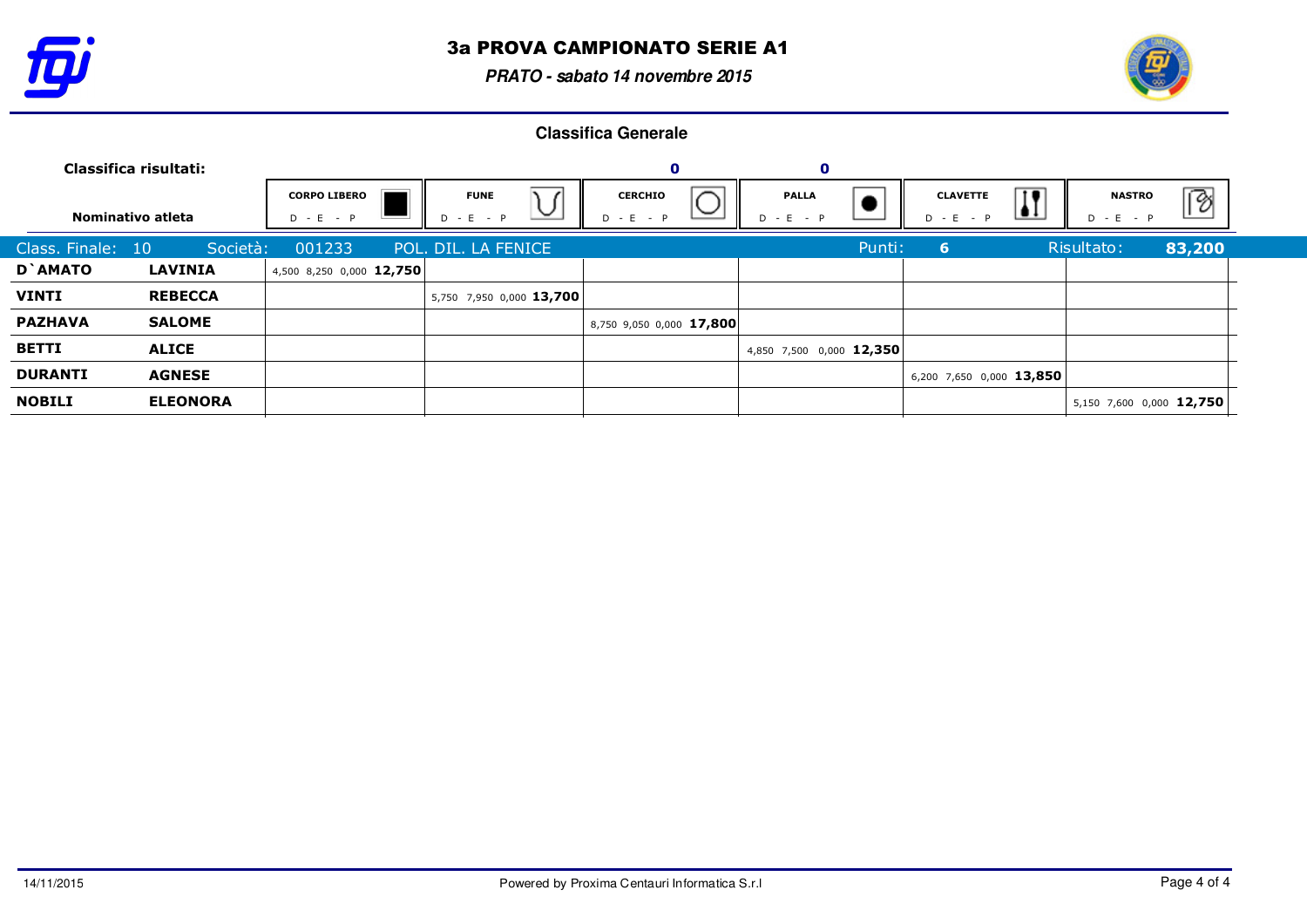# 3a PROVA CAMPIONATO SERIE A1

*PRATO - sabato 14 novembre 2015*

## Classifica Generale

| Classifica risultati: | | | | 0 | 0 | | |
|---|---|---|---|---|---|---|---|
| Nominativo atleta | | CORPO LIBERO D - E - P | FUNE D - E - P | CERCHIO D - E - P | PALLA D - E - P | CLAVETTE D - E - P | NASTRO D - E - P |
| Class. Finale: 10 | Società: 001233 POL. DIL. LA FENICE | | | | Punti: 6 | | Risultato: **83,200** |
| **D`AMATO** | **LAVINIA** | 4,500 8,250 0,000 **12,750** | | | | | |
| **VINTI** | **REBECCA** | | 5,750 7,950 0,000 **13,700** | | | | |
| **PAZHAVA** | **SALOME** | | | 8,750 9,050 0,000 **17,800** | | | |
| **BETTI** | **ALICE** | | | | 4,850 7,500 0,000 **12,350** | | |
| **DURANTI** | **AGNESE** | | | | | 6,200 7,650 0,000 **13,850** | |
| **NOBILI** | **ELEONORA** | | | | | | 5,150 7,600 0,000 **12,750** |

14/11/2015 — Powered by Proxima Centauri Informatica S.r.l